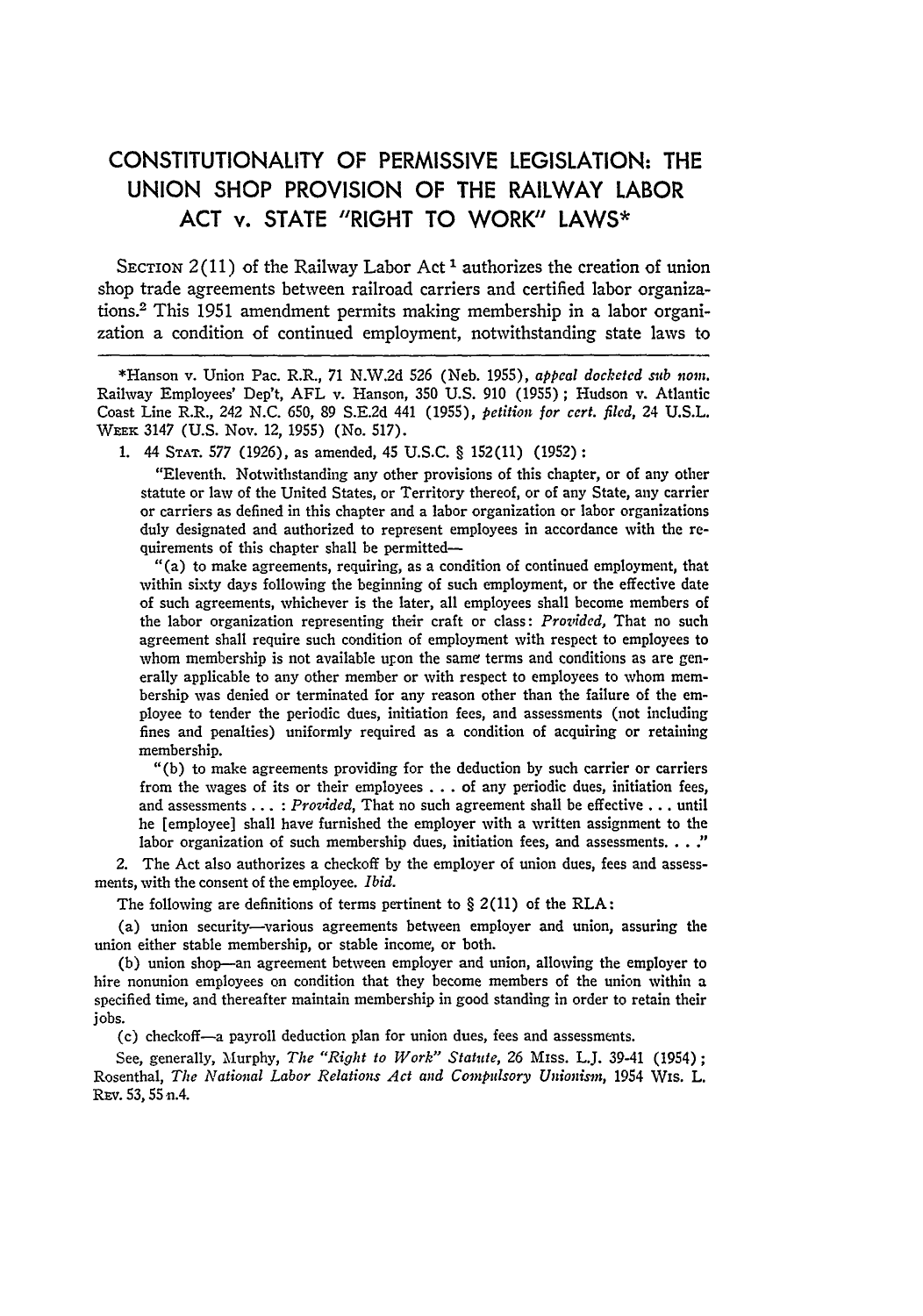# CONSTITUTIONALITY OF PERMISSIVE LEGISLATION: THE UNION SHOP PROVISION OF THE RAILWAY LABOR ACT v. STATE "RIGHT TO WORK" LAWS*

SECTION 2(11) of the Railway Labor Act [1] authorizes the creation of union shop trade agreements between railroad carriers and certified labor organizations.[2] This 1951 amendment permits making membership in a labor organization a condition of continued employment, notwithstanding state laws to

---

*Hanson v. Union Pac. R.R., 71 N.W.2d 526 (Neb. 1955), *appeal docketed sub nom.* Railway Employees' Dep't, AFL v. Hanson, 350 U.S. 910 (1955); Hudson v. Atlantic Coast Line R.R., 242 N.C. 650, 89 S.E.2d 441 (1955), *petition for cert. filed*, 24 U.S.L. WEEK 3147 (U.S. Nov. 12, 1955) (No. 517).

1. 44 STAT. 577 (1926), as amended, 45 U.S.C. § 152(11) (1952):

"Eleventh. Notwithstanding any other provisions of this chapter, or of any other statute or law of the United States, or Territory thereof, or of any State, any carrier or carriers as defined in this chapter and a labor organization or labor organizations duly designated and authorized to represent employees in accordance with the requirements of this chapter shall be permitted—

"(a) to make agreements, requiring, as a condition of continued employment, that within sixty days following the beginning of such employment, or the effective date of such agreements, whichever is the later, all employees shall become members of the labor organization representing their craft or class: *Provided*, That no such agreement shall require such condition of employment with respect to employees to whom membership is not available upon the same terms and conditions as are generally applicable to any other member or with respect to employees to whom membership was denied or terminated for any reason other than the failure of the employee to tender the periodic dues, initiation fees, and assessments (not including fines and penalties) uniformly required as a condition of acquiring or retaining membership.

"(b) to make agreements providing for the deduction by such carrier or carriers from the wages of its or their employees . . . of any periodic dues, initiation fees, and assessments . . . : *Provided*, That no such agreement shall be effective . . . until he [employee] shall have furnished the employer with a written assignment to the labor organization of such membership dues, initiation fees, and assessments. . . ."

2. The Act also authorizes a checkoff by the employer of union dues, fees and assessments, with the consent of the employee. *Ibid.*

The following are definitions of terms pertinent to § 2(11) of the RLA:

(a) union security—various agreements between employer and union, assuring the union either stable membership, or stable income, or both.

(b) union shop—an agreement between employer and union, allowing the employer to hire nonunion employees on condition that they become members of the union within a specified time, and thereafter maintain membership in good standing in order to retain their jobs.

(c) checkoff—a payroll deduction plan for union dues, fees and assessments.

See, generally, Murphy, *The "Right to Work" Statute*, 26 MISS. L.J. 39-41 (1954); Rosenthal, *The National Labor Relations Act and Compulsory Unionism*, 1954 WIS. L. REV. 53, 55 n.4.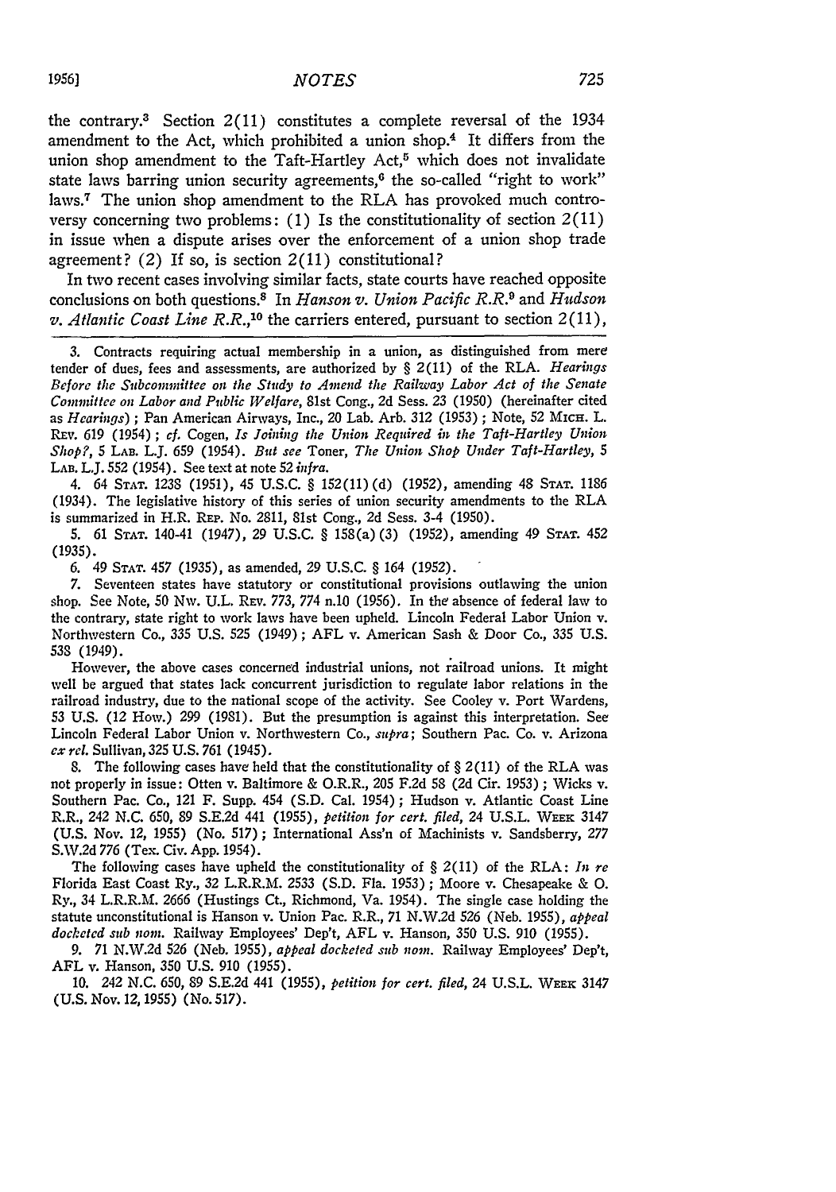the contrary.[3] Section 2(11) constitutes a complete reversal of the 1934 amendment to the Act, which prohibited a union shop.[4] It differs from the union shop amendment to the Taft-Hartley Act,[5] which does not invalidate state laws barring union security agreements,[6] the so-called "right to work" laws.[7] The union shop amendment to the RLA has provoked much controversy concerning two problems: (1) Is the constitutionality of section 2(11) in issue when a dispute arises over the enforcement of a union shop trade agreement? (2) If so, is section 2(11) constitutional?

In two recent cases involving similar facts, state courts have reached opposite conclusions on both questions.[8] In *Hanson v. Union Pacific R.R.*[9] and *Hudson v. Atlantic Coast Line R.R.*,[10] the carriers entered, pursuant to section 2(11),

---

3. Contracts requiring actual membership in a union, as distinguished from mere tender of dues, fees and assessments, are authorized by § 2(11) of the RLA. *Hearings Before the Subcommittee on the Study to Amend the Railway Labor Act of the Senate Committee on Labor and Public Welfare*, 81st Cong., 2d Sess. 23 (1950) (hereinafter cited as *Hearings*); Pan American Airways, Inc., 20 Lab. Arb. 312 (1953); Note, 52 MICH. L. REV. 619 (1954); *cf.* Cogen, *Is Joining the Union Required in the Taft-Hartley Union Shop?*, 5 LAB. L.J. 659 (1954). *But see* Toner, *The Union Shop Under Taft-Hartley*, 5 LAB. L.J. 552 (1954). See text at note 52 *infra*.

4. 64 STAT. 1238 (1951), 45 U.S.C. § 152(11)(d) (1952), amending 48 STAT. 1186 (1934). The legislative history of this series of union security amendments to the RLA is summarized in H.R. REP. No. 2811, 81st Cong., 2d Sess. 3-4 (1950).

5. 61 STAT. 140-41 (1947), 29 U.S.C. § 158(a)(3) (1952), amending 49 STAT. 452 (1935).

6. 49 STAT. 457 (1935), as amended, 29 U.S.C. § 164 (1952).

7. Seventeen states have statutory or constitutional provisions outlawing the union shop. See Note, 50 NW. U.L. REV. 773, 774 n.10 (1956). In the absence of federal law to the contrary, state right to work laws have been upheld. Lincoln Federal Labor Union v. Northwestern Co., 335 U.S. 525 (1949); AFL v. American Sash & Door Co., 335 U.S. 538 (1949).

However, the above cases concerned industrial unions, not railroad unions. It might well be argued that states lack concurrent jurisdiction to regulate labor relations in the railroad industry, due to the national scope of the activity. See Cooley v. Port Wardens, 53 U.S. (12 How.) 299 (1981). But the presumption is against this interpretation. See Lincoln Federal Labor Union v. Northwestern Co., *supra*; Southern Pac. Co. v. Arizona *ex rel.* Sullivan, 325 U.S. 761 (1945).

8. The following cases have held that the constitutionality of § 2(11) of the RLA was not properly in issue: Otten v. Baltimore & O.R.R., 205 F.2d 58 (2d Cir. 1953); Wicks v. Southern Pac. Co., 121 F. Supp. 454 (S.D. Cal. 1954); Hudson v. Atlantic Coast Line R.R., 242 N.C. 650, 89 S.E.2d 441 (1955), *petition for cert. filed*, 24 U.S.L. WEEK 3147 (U.S. Nov. 12, 1955) (No. 517); International Ass'n of Machinists v. Sandsberry, 277 S.W.2d 776 (Tex. Civ. App. 1954).

The following cases have upheld the constitutionality of § 2(11) of the RLA: *In re* Florida East Coast Ry., 32 L.R.R.M. 2533 (S.D. Fla. 1953); Moore v. Chesapeake & O. Ry., 34 L.R.R.M. 2666 (Hustings Ct., Richmond, Va. 1954). The single case holding the statute unconstitutional is Hanson v. Union Pac. R.R., 71 N.W.2d 526 (Neb. 1955), *appeal docketed sub nom.* Railway Employees' Dep't, AFL v. Hanson, 350 U.S. 910 (1955).

9. 71 N.W.2d 526 (Neb. 1955), *appeal docketed sub nom.* Railway Employees' Dep't, AFL v. Hanson, 350 U.S. 910 (1955).

10. 242 N.C. 650, 89 S.E.2d 441 (1955), *petition for cert. filed*, 24 U.S.L. WEEK 3147 (U.S. Nov. 12, 1955) (No. 517).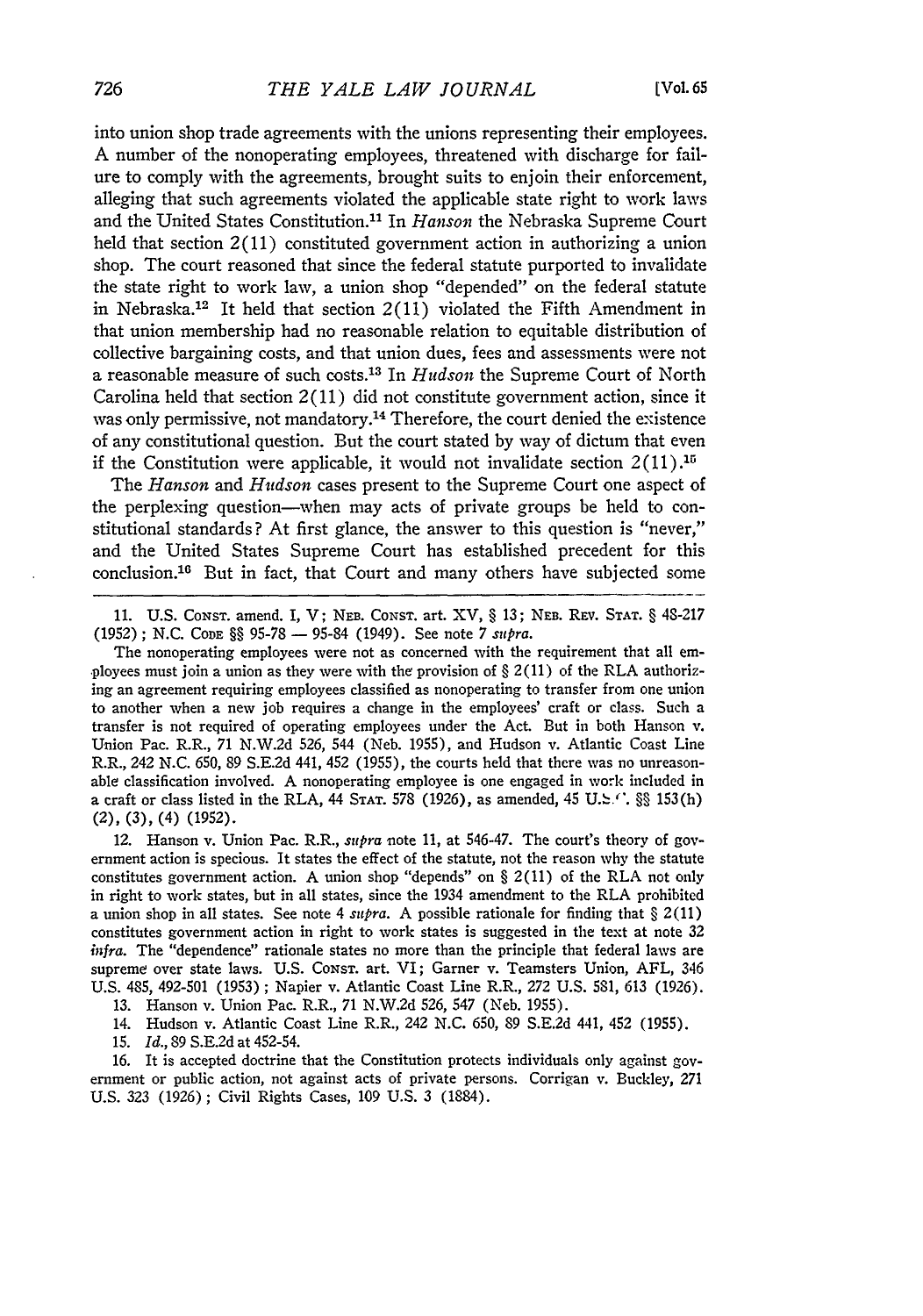into union shop trade agreements with the unions representing their employees. A number of the nonoperating employees, threatened with discharge for failure to comply with the agreements, brought suits to enjoin their enforcement, alleging that such agreements violated the applicable state right to work laws and the United States Constitution.[11] In *Hanson* the Nebraska Supreme Court held that section 2(11) constituted government action in authorizing a union shop. The court reasoned that since the federal statute purported to invalidate the state right to work law, a union shop "depended" on the federal statute in Nebraska.[12] It held that section 2(11) violated the Fifth Amendment in that union membership had no reasonable relation to equitable distribution of collective bargaining costs, and that union dues, fees and assessments were not a reasonable measure of such costs.[13] In *Hudson* the Supreme Court of North Carolina held that section 2(11) did not constitute government action, since it was only permissive, not mandatory.[14] Therefore, the court denied the existence of any constitutional question. But the court stated by way of dictum that even if the Constitution were applicable, it would not invalidate section 2(11).[15]

The *Hanson* and *Hudson* cases present to the Supreme Court one aspect of the perplexing question—when may acts of private groups be held to constitutional standards? At first glance, the answer to this question is "never," and the United States Supreme Court has established precedent for this conclusion.[16] But in fact, that Court and many others have subjected some

---

11. U.S. CONST. amend. I, V; NEB. CONST. art. XV, § 13; NEB. REV. STAT. § 48-217 (1952); N.C. CODE §§ 95-78 — 95-84 (1949). See note 7 *supra*.

The nonoperating employees were not as concerned with the requirement that all employees must join a union as they were with the provision of § 2(11) of the RLA authorizing an agreement requiring employees classified as nonoperating to transfer from one union to another when a new job requires a change in the employees' craft or class. Such a transfer is not required of operating employees under the Act. But in both Hanson v. Union Pac. R.R., 71 N.W.2d 526, 544 (Neb. 1955), and Hudson v. Atlantic Coast Line R.R., 242 N.C. 650, 89 S.E.2d 441, 452 (1955), the courts held that there was no unreasonable classification involved. A nonoperating employee is one engaged in work included in a craft or class listed in the RLA, 44 STAT. 578 (1926), as amended, 45 U.S.C. §§ 153(h) (2), (3), (4) (1952).

12. Hanson v. Union Pac. R.R., *supra* note 11, at 546-47. The court's theory of government action is specious. It states the effect of the statute, not the reason why the statute constitutes government action. A union shop "depends" on § 2(11) of the RLA not only in right to work states, but in all states, since the 1934 amendment to the RLA prohibited a union shop in all states. See note 4 *supra*. A possible rationale for finding that § 2(11) constitutes government action in right to work states is suggested in the text at note 32 *infra*. The "dependence" rationale states no more than the principle that federal laws are supreme over state laws. U.S. CONST. art. VI; Garner v. Teamsters Union, AFL, 346 U.S. 485, 492-501 (1953); Napier v. Atlantic Coast Line R.R., 272 U.S. 581, 613 (1926).

13. Hanson v. Union Pac. R.R., 71 N.W.2d 526, 547 (Neb. 1955).

14. Hudson v. Atlantic Coast Line R.R., 242 N.C. 650, 89 S.E.2d 441, 452 (1955).

15. *Id.*, 89 S.E.2d at 452-54.

16. It is accepted doctrine that the Constitution protects individuals only against government or public action, not against acts of private persons. Corrigan v. Buckley, 271 U.S. 323 (1926); Civil Rights Cases, 109 U.S. 3 (1884).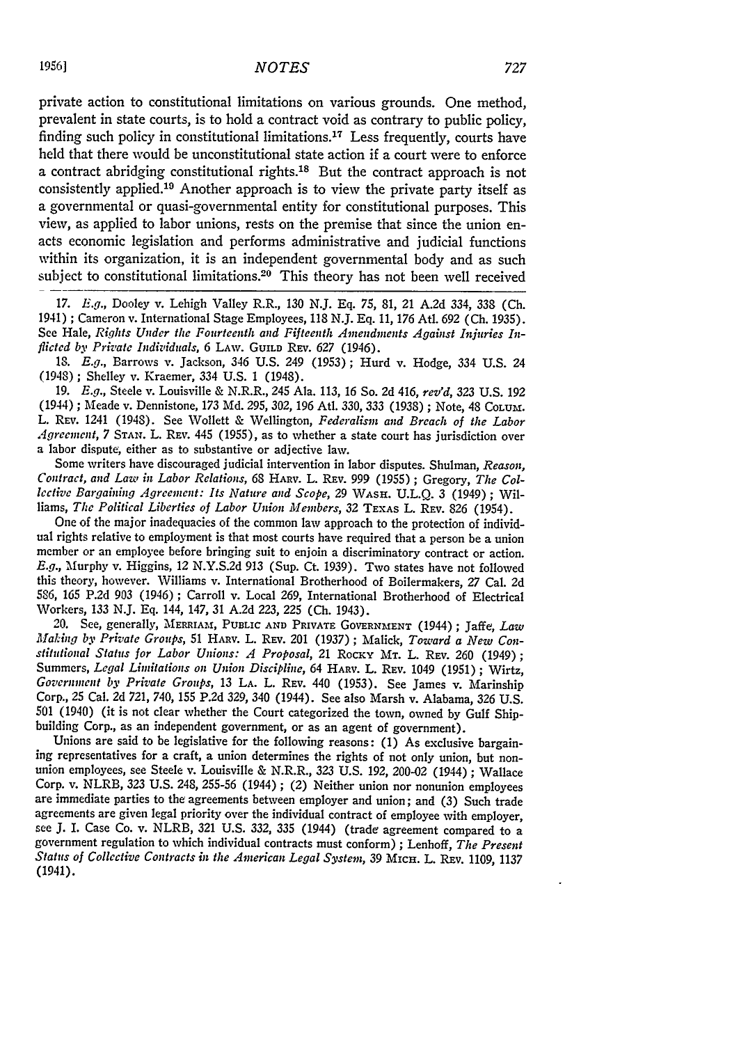private action to constitutional limitations on various grounds. One method, prevalent in state courts, is to hold a contract void as contrary to public policy, finding such policy in constitutional limitations.[17] Less frequently, courts have held that there would be unconstitutional state action if a court were to enforce a contract abridging constitutional rights.[18] But the contract approach is not consistently applied.[19] Another approach is to view the private party itself as a governmental or quasi-governmental entity for constitutional purposes. This view, as applied to labor unions, rests on the premise that since the union enacts economic legislation and performs administrative and judicial functions within its organization, it is an independent governmental body and as such subject to constitutional limitations.[20] This theory has not been well received

---

17. *E.g.*, Dooley v. Lehigh Valley R.R., 130 N.J. Eq. 75, 81, 21 A.2d 334, 338 (Ch. 1941); Cameron v. International Stage Employees, 118 N.J. Eq. 11, 176 Atl. 692 (Ch. 1935). See Hale, *Rights Under the Fourteenth and Fifteenth Amendments Against Injuries Inflicted by Private Individuals*, 6 LAW. GUILD REV. 627 (1946).

18. *E.g.*, Barrows v. Jackson, 346 U.S. 249 (1953); Hurd v. Hodge, 334 U.S. 24 (1948); Shelley v. Kraemer, 334 U.S. 1 (1948).

19. *E.g.*, Steele v. Louisville & N.R.R., 245 Ala. 113, 16 So. 2d 416, *rev'd*, 323 U.S. 192 (1944); Meade v. Dennistone, 173 Md. 295, 302, 196 Atl. 330, 333 (1938); Note, 48 COLUM. L. REV. 1241 (1948). See Wollett & Wellington, *Federalism and Breach of the Labor Agreement*, 7 STAN. L. REV. 445 (1955), as to whether a state court has jurisdiction over a labor dispute, either as to substantive or adjective law.

Some writers have discouraged judicial intervention in labor disputes. Shulman, *Reason, Contract, and Law in Labor Relations*, 68 HARV. L. REV. 999 (1955); Gregory, *The Collective Bargaining Agreement: Its Nature and Scope*, 29 WASH. U.L.Q. 3 (1949); Williams, *The Political Liberties of Labor Union Members*, 32 TEXAS L. REV. 826 (1954).

One of the major inadequacies of the common law approach to the protection of individual rights relative to employment is that most courts have required that a person be a union member or an employee before bringing suit to enjoin a discriminatory contract or action. *E.g.*, Murphy v. Higgins, 12 N.Y.S.2d 913 (Sup. Ct. 1939). Two states have not followed this theory, however. Williams v. International Brotherhood of Boilermakers, 27 Cal. 2d 586, 165 P.2d 903 (1946); Carroll v. Local 269, International Brotherhood of Electrical Workers, 133 N.J. Eq. 144, 147, 31 A.2d 223, 225 (Ch. 1943).

20. See, generally, MERRIAM, PUBLIC AND PRIVATE GOVERNMENT (1944); Jaffe, *Law Making by Private Groups*, 51 HARV. L. REV. 201 (1937); Malick, *Toward a New Constitutional Status for Labor Unions: A Proposal*, 21 ROCKY MT. L. REV. 260 (1949); Summers, *Legal Limitations on Union Discipline*, 64 HARV. L. REV. 1049 (1951); Wirtz, *Government by Private Groups*, 13 LA. L. REV. 440 (1953). See James v. Marinship Corp., 25 Cal. 2d 721, 740, 155 P.2d 329, 340 (1944). See also Marsh v. Alabama, 326 U.S. 501 (1940) (it is not clear whether the Court categorized the town, owned by Gulf Shipbuilding Corp., as an independent government, or as an agent of government).

Unions are said to be legislative for the following reasons: (1) As exclusive bargaining representatives for a craft, a union determines the rights of not only union, but nonunion employees, see Steele v. Louisville & N.R.R., 323 U.S. 192, 200-02 (1944); Wallace Corp. v. NLRB, 323 U.S. 248, 255-56 (1944); (2) Neither union nor nonunion employees are immediate parties to the agreements between employer and union; and (3) Such trade agreements are given legal priority over the individual contract of employee with employer, see J. I. Case Co. v. NLRB, 321 U.S. 332, 335 (1944) (trade agreement compared to a government regulation to which individual contracts must conform); Lenhoff, *The Present Status of Collective Contracts in the American Legal System*, 39 MICH. L. REV. 1109, 1137 (1941).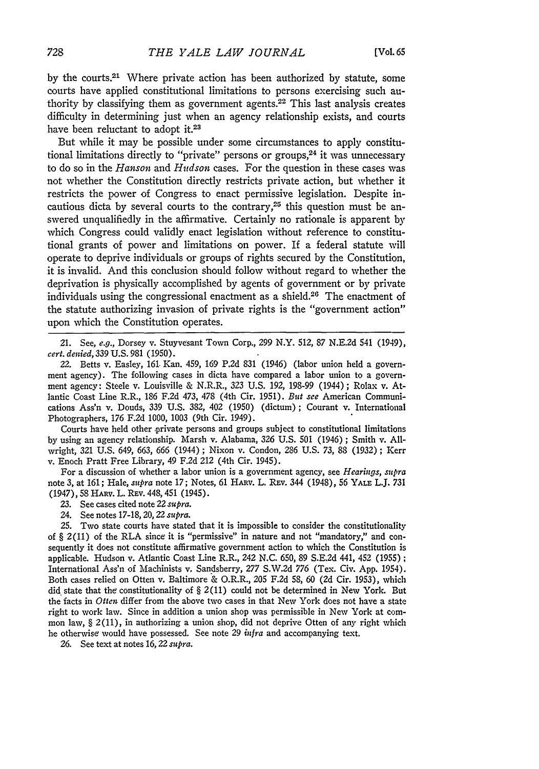by the courts.[21] Where private action has been authorized by statute, some courts have applied constitutional limitations to persons exercising such authority by classifying them as government agents.[22] This last analysis creates difficulty in determining just when an agency relationship exists, and courts have been reluctant to adopt it.[23]

But while it may be possible under some circumstances to apply constitutional limitations directly to "private" persons or groups,[24] it was unnecessary to do so in the *Hanson* and *Hudson* cases. For the question in these cases was not whether the Constitution directly restricts private action, but whether it restricts the power of Congress to enact permissive legislation. Despite incautious dicta by several courts to the contrary,[25] this question must be answered unqualifiedly in the affirmative. Certainly no rationale is apparent by which Congress could validly enact legislation without reference to constitutional grants of power and limitations on power. If a federal statute will operate to deprive individuals or groups of rights secured by the Constitution, it is invalid. And this conclusion should follow without regard to whether the deprivation is physically accomplished by agents of government or by private individuals using the congressional enactment as a shield.[26] The enactment of the statute authorizing invasion of private rights is the "government action" upon which the Constitution operates.

---

21. See, *e.g.*, Dorsey v. Stuyvesant Town Corp., 299 N.Y. 512, 87 N.E.2d 541 (1949), *cert. denied*, 339 U.S. 981 (1950).

22. Betts v. Easley, 161 Kan. 459, 169 P.2d 831 (1946) (labor union held a government agency). The following cases in dicta have compared a labor union to a government agency: Steele v. Louisville & N.R.R., 323 U.S. 192, 198-99 (1944); Rolax v. Atlantic Coast Line R.R., 186 F.2d 473, 478 (4th Cir. 1951). *But see* American Communications Ass'n v. Douds, 339 U.S. 382, 402 (1950) (dictum); Courant v. International Photographers, 176 F.2d 1000, 1003 (9th Cir. 1949).

Courts have held other private persons and groups subject to constitutional limitations by using an agency relationship. Marsh v. Alabama, 326 U.S. 501 (1946); Smith v. Allwright, 321 U.S. 649, 663, 666 (1944); Nixon v. Condon, 286 U.S. 73, 88 (1932); Kerr v. Enoch Pratt Free Library, 49 F.2d 212 (4th Cir. 1945).

For a discussion of whether a labor union is a government agency, see *Hearings*, *supra* note 3, at 161; Hale, *supra* note 17; Notes, 61 HARV. L. REV. 344 (1948), 56 YALE L.J. 731 (1947), 58 HARV. L. REV. 448, 451 (1945).

23. See cases cited note 22 *supra*.

24. See notes 17-18, 20, 22 *supra*.

25. Two state courts have stated that it is impossible to consider the constitutionality of § 2(11) of the RLA since it is "permissive" in nature and not "mandatory," and consequently it does not constitute affirmative government action to which the Constitution is applicable. Hudson v. Atlantic Coast Line R.R., 242 N.C. 650, 89 S.E.2d 441, 452 (1955); International Ass'n of Machinists v. Sandsberry, 277 S.W.2d 776 (Tex. Civ. App. 1954). Both cases relied on Otten v. Baltimore & O.R.R., 205 F.2d 58, 60 (2d Cir. 1953), which did state that the constitutionality of § 2(11) could not be determined in New York. But the facts in *Otten* differ from the above two cases in that New York does not have a state right to work law. Since in addition a union shop was permissible in New York at common law, § 2(11), in authorizing a union shop, did not deprive Otten of any right which he otherwise would have possessed. See note 29 *infra* and accompanying text.

26. See text at notes 16, 22 *supra*.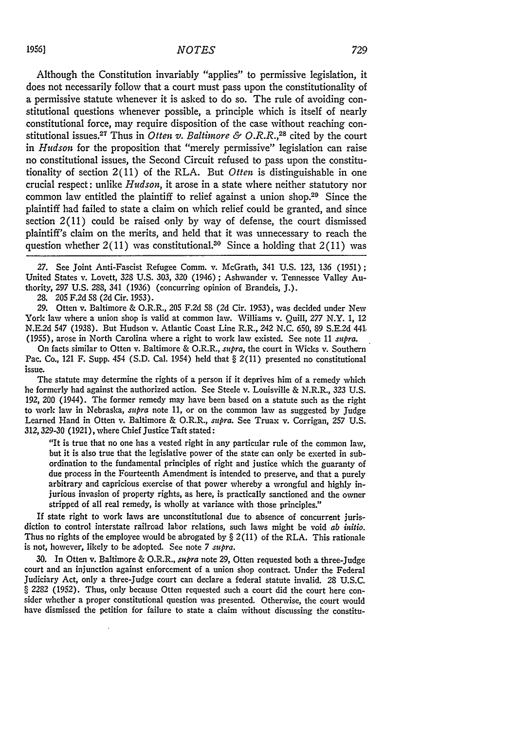Although the Constitution invariably "applies" to permissive legislation, it does not necessarily follow that a court must pass upon the constitutionality of a permissive statute whenever it is asked to do so. The rule of avoiding constitutional questions whenever possible, a principle which is itself of nearly constitutional force, may require disposition of the case without reaching constitutional issues.[27] Thus in *Otten v. Baltimore & O.R.R.*,[28] cited by the court in *Hudson* for the proposition that "merely permissive" legislation can raise no constitutional issues, the Second Circuit refused to pass upon the constitutionality of section 2(11) of the RLA. But *Otten* is distinguishable in one crucial respect: unlike *Hudson*, it arose in a state where neither statutory nor common law entitled the plaintiff to relief against a union shop.[29] Since the plaintiff had failed to state a claim on which relief could be granted, and since section 2(11) could be raised only by way of defense, the court dismissed plaintiff's claim on the merits, and held that it was unnecessary to reach the question whether 2(11) was constitutional.[30] Since a holding that 2(11) was

---

27. See Joint Anti-Fascist Refugee Comm. v. McGrath, 341 U.S. 123, 136 (1951); United States v. Lovett, 328 U.S. 303, 320 (1946); Ashwander v. Tennessee Valley Authority, 297 U.S. 288, 341 (1936) (concurring opinion of Brandeis, J.).

28. 205 F.2d 58 (2d Cir. 1953).

29. Otten v. Baltimore & O.R.R., 205 F.2d 58 (2d Cir. 1953), was decided under New York law where a union shop is valid at common law. Williams v. Quill, 277 N.Y. 1, 12 N.E.2d 547 (1938). But Hudson v. Atlantic Coast Line R.R., 242 N.C. 650, 89 S.E.2d 441 (1955), arose in North Carolina where a right to work law existed. See note 11 *supra*.

On facts similar to Otten v. Baltimore & O.R.R., *supra*, the court in Wicks v. Southern Pac. Co., 121 F. Supp. 454 (S.D. Cal. 1954) held that § 2(11) presented no constitutional issue.

The statute may determine the rights of a person if it deprives him of a remedy which he formerly had against the authorized action. See Steele v. Louisville & N.R.R., 323 U.S. 192, 200 (1944). The former remedy may have been based on a statute such as the right to work law in Nebraska, *supra* note 11, or on the common law as suggested by Judge Learned Hand in Otten v. Baltimore & O.R.R., *supra*. See Truax v. Corrigan, 257 U.S. 312, 329-30 (1921), where Chief Justice Taft stated:

> "It is true that no one has a vested right in any particular rule of the common law, but it is also true that the legislative power of the state can only be exerted in subordination to the fundamental principles of right and justice which the guaranty of due process in the Fourteenth Amendment is intended to preserve, and that a purely arbitrary and capricious exercise of that power whereby a wrongful and highly injurious invasion of property rights, as here, is practically sanctioned and the owner stripped of all real remedy, is wholly at variance with those principles."

If state right to work laws are unconstitutional due to absence of concurrent jurisdiction to control interstate railroad labor relations, such laws might be void *ab initio*. Thus no rights of the employee would be abrogated by § 2(11) of the RLA. This rationale is not, however, likely to be adopted. See note 7 *supra*.

30. In Otten v. Baltimore & O.R.R., *supra* note 29, Otten requested both a three-Judge court and an injunction against enforcement of a union shop contract. Under the Federal Judiciary Act, only a three-Judge court can declare a federal statute invalid. 28 U.S.C. § 2282 (1952). Thus, only because Otten requested such a court did the court here consider whether a proper constitutional question was presented. Otherwise, the court would have dismissed the petition for failure to state a claim without discussing the constitu-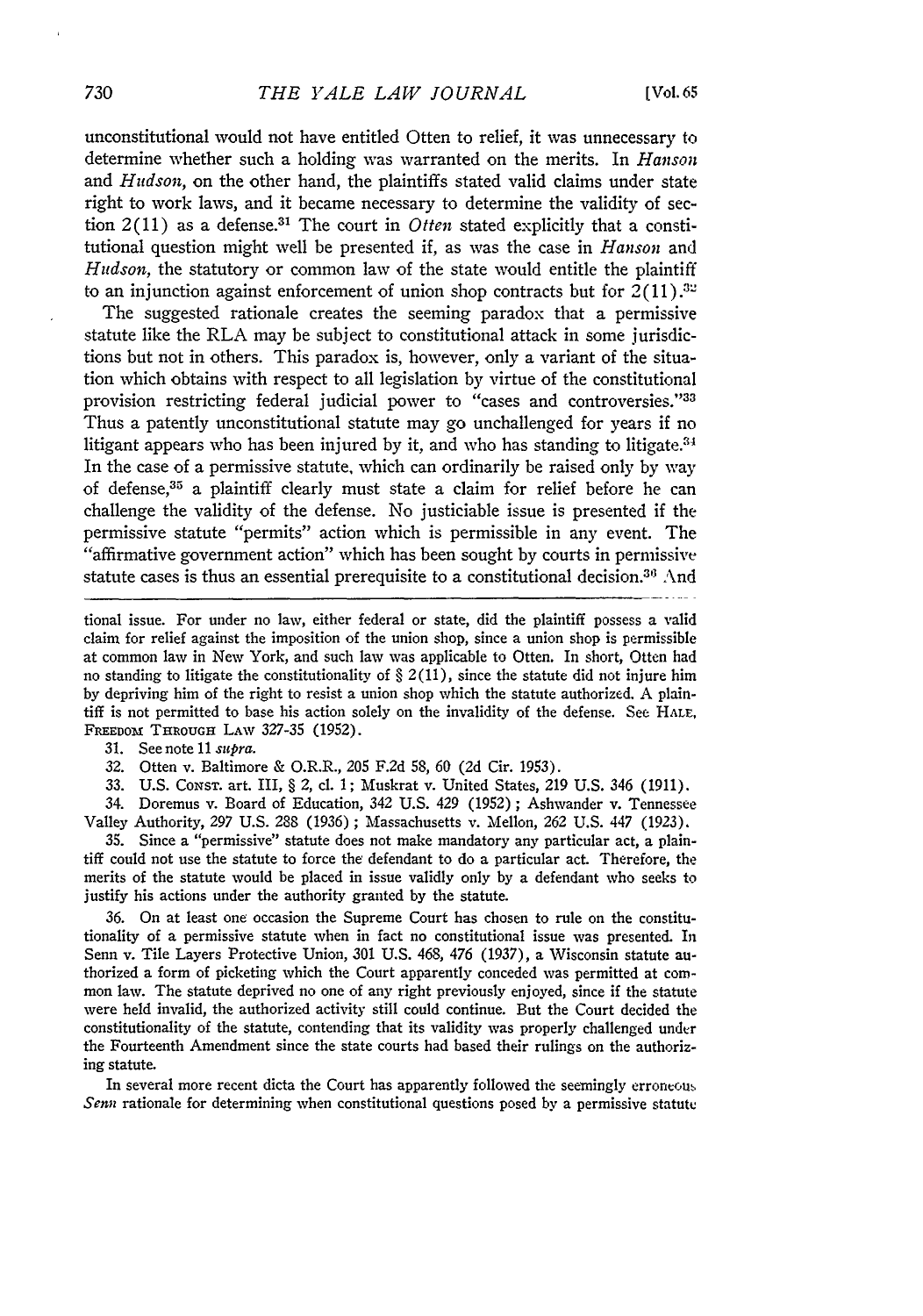unconstitutional would not have entitled Otten to relief, it was unnecessary to determine whether such a holding was warranted on the merits. In *Hanson* and *Hudson*, on the other hand, the plaintiffs stated valid claims under state right to work laws, and it became necessary to determine the validity of section 2(11) as a defense.[31] The court in *Otten* stated explicitly that a constitutional question might well be presented if, as was the case in *Hanson* and *Hudson*, the statutory or common law of the state would entitle the plaintiff to an injunction against enforcement of union shop contracts but for 2(11).[32]

The suggested rationale creates the seeming paradox that a permissive statute like the RLA may be subject to constitutional attack in some jurisdictions but not in others. This paradox is, however, only a variant of the situation which obtains with respect to all legislation by virtue of the constitutional provision restricting federal judicial power to "cases and controversies."[33] Thus a patently unconstitutional statute may go unchallenged for years if no litigant appears who has been injured by it, and who has standing to litigate.[34] In the case of a permissive statute, which can ordinarily be raised only by way of defense,[35] a plaintiff clearly must state a claim for relief before he can challenge the validity of the defense. No justiciable issue is presented if the permissive statute "permits" action which is permissible in any event. The "affirmative government action" which has been sought by courts in permissive statute cases is thus an essential prerequisite to a constitutional decision.[36] And

---

tional issue. For under no law, either federal or state, did the plaintiff possess a valid claim for relief against the imposition of the union shop, since a union shop is permissible at common law in New York, and such law was applicable to Otten. In short, Otten had no standing to litigate the constitutionality of § 2(11), since the statute did not injure him by depriving him of the right to resist a union shop which the statute authorized. A plaintiff is not permitted to base his action solely on the invalidity of the defense. See HALE, FREEDOM THROUGH LAW 327-35 (1952).

31. See note 11 *supra*.

32. Otten v. Baltimore & O.R.R., 205 F.2d 58, 60 (2d Cir. 1953).

33. U.S. CONST. art. III, § 2, cl. 1; Muskrat v. United States, 219 U.S. 346 (1911).

34. Doremus v. Board of Education, 342 U.S. 429 (1952); Ashwander v. Tennessee Valley Authority, 297 U.S. 288 (1936); Massachusetts v. Mellon, 262 U.S. 447 (1923).

35. Since a "permissive" statute does not make mandatory any particular act, a plaintiff could not use the statute to force the defendant to do a particular act. Therefore, the merits of the statute would be placed in issue validly only by a defendant who seeks to justify his actions under the authority granted by the statute.

36. On at least one occasion the Supreme Court has chosen to rule on the constitutionality of a permissive statute when in fact no constitutional issue was presented. In Senn v. Tile Layers Protective Union, 301 U.S. 468, 476 (1937), a Wisconsin statute authorized a form of picketing which the Court apparently conceded was permitted at common law. The statute deprived no one of any right previously enjoyed, since if the statute were held invalid, the authorized activity still could continue. But the Court decided the constitutionality of the statute, contending that its validity was properly challenged under the Fourteenth Amendment since the state courts had based their rulings on the authorizing statute.

In several more recent dicta the Court has apparently followed the seemingly erroneous *Senn* rationale for determining when constitutional questions posed by a permissive statute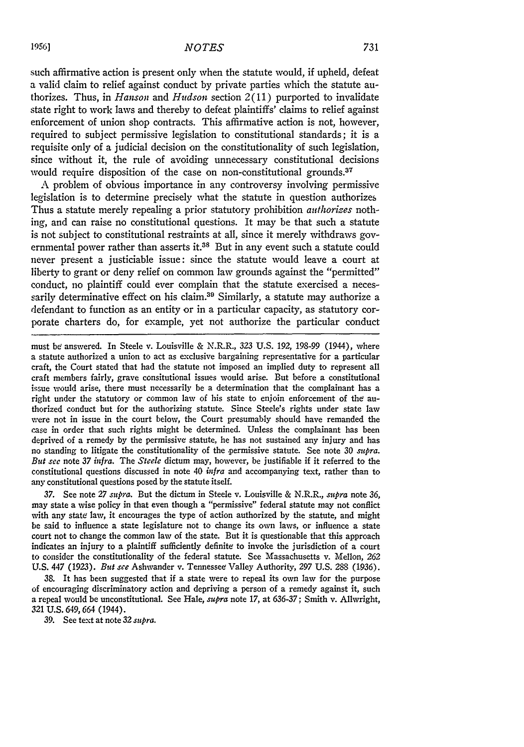such affirmative action is present only when the statute would, if upheld, defeat a valid claim to relief against conduct by private parties which the statute authorizes. Thus, in *Hanson* and *Hudson* section 2(11) purported to invalidate state right to work laws and thereby to defeat plaintiffs' claims to relief against enforcement of union shop contracts. This affirmative action is not, however, required to subject permissive legislation to constitutional standards; it is a requisite only of a judicial decision on the constitutionality of such legislation, since without it, the rule of avoiding unnecessary constitutional decisions would require disposition of the case on non-constitutional grounds.[37]

A problem of obvious importance in any controversy involving permissive legislation is to determine precisely what the statute in question authorizes. Thus a statute merely repealing a prior statutory prohibition *authorizes* nothing, and can raise no constitutional questions. It may be that such a statute is not subject to constitutional restraints at all, since it merely withdraws governmental power rather than asserts it.[38] But in any event such a statute could never present a justiciable issue: since the statute would leave a court at liberty to grant or deny relief on common law grounds against the "permitted" conduct, no plaintiff could ever complain that the statute exercised a necessarily determinative effect on his claim.[39] Similarly, a statute may authorize a defendant to function as an entity or in a particular capacity, as statutory corporate charters do, for example, yet not authorize the particular conduct

must be answered. In Steele v. Louisville & N.R.R., 323 U.S. 192, 198-99 (1944), where a statute authorized a union to act as exclusive bargaining representative for a particular craft, the Court stated that had the statute not imposed an implied duty to represent all craft members fairly, grave consitutional issues would arise. But before a constitutional issue would arise, there must necessarily be a determination that the complainant has a right under the statutory or common law of his state to enjoin enforcement of the authorized conduct but for the authorizing statute. Since Steele's rights under state law were not in issue in the court below, the Court presumably should have remanded the case in order that such rights might be determined. Unless the complainant has been deprived of a remedy by the permissive statute, he has not sustained any injury and has no standing to litigate the constitutionality of the permissive statute. See note 30 *supra*. *But see* note 37 *infra*. The *Steele* dictum may, however, be justifiable if it referred to the constitutional questions discussed in note 40 *infra* and accompanying text, rather than to any constitutional questions posed by the statute itself.

37. See note 27 *supra*. But the dictum in Steele v. Louisville & N.R.R., *supra* note 36, may state a wise policy in that even though a "permissive" federal statute may not conflict with any state law, it encourages the type of action authorized by the statute, and might be said to influence a state legislature not to change its own laws, or influence a state court not to change the common law of the state. But it is questionable that this approach indicates an injury to a plaintiff sufficiently definite to invoke the jurisdiction of a court to consider the constitutionality of the federal statute. See Massachusetts v. Mellon, 262 U.S. 447 (1923). *But see* Ashwander v. Tennessee Valley Authority, 297 U.S. 288 (1936).

38. It has been suggested that if a state were to repeal its own law for the purpose of encouraging discriminatory action and depriving a person of a remedy against it, such a repeal would be unconstitutional. See Hale, *supra* note 17, at 636-37; Smith v. Allwright, 321 U.S. 649, 664 (1944).

39. See text at note 32 *supra*.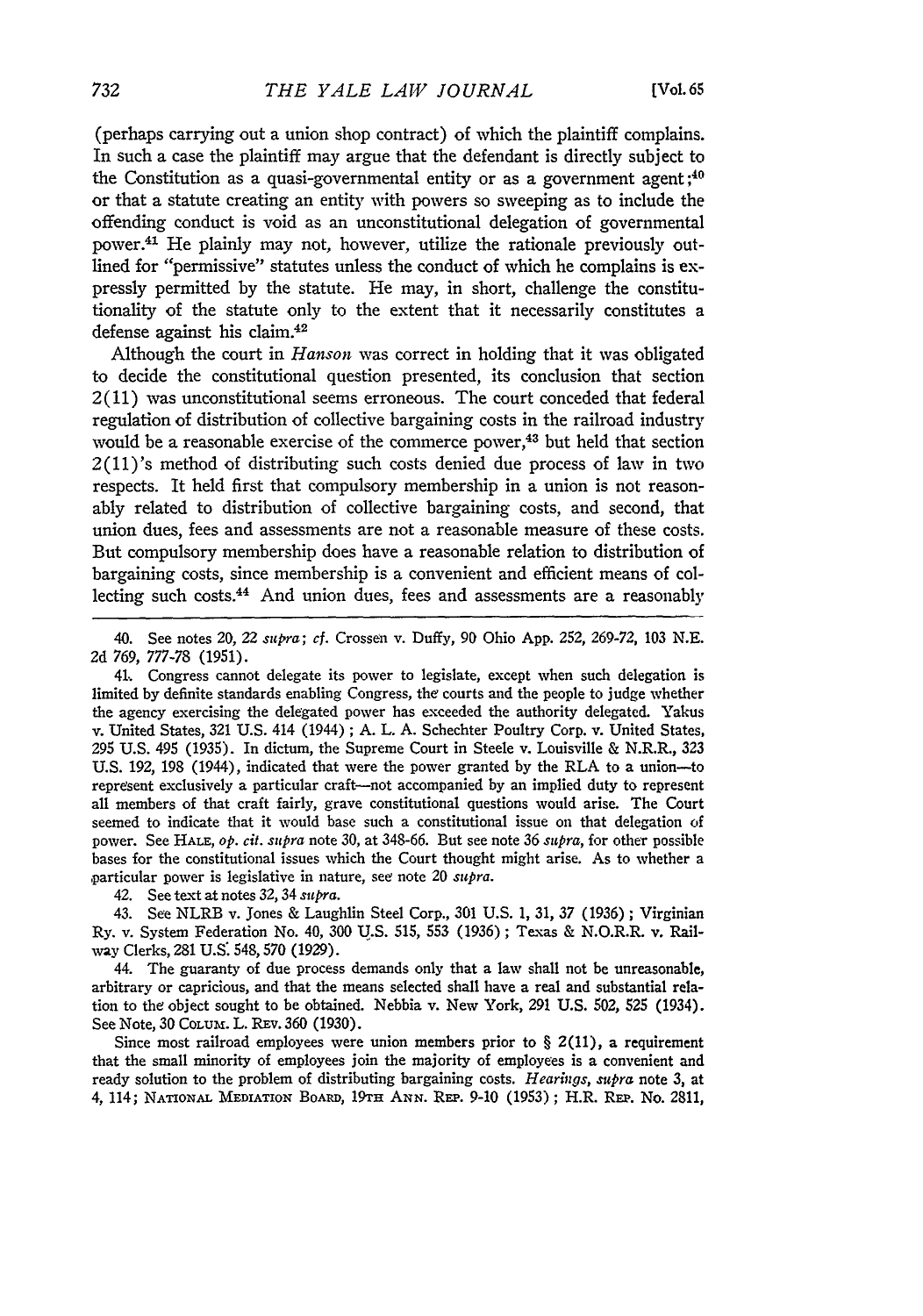(perhaps carrying out a union shop contract) of which the plaintiff complains. In such a case the plaintiff may argue that the defendant is directly subject to the Constitution as a quasi-governmental entity or as a government agent;[40] or that a statute creating an entity with powers so sweeping as to include the offending conduct is void as an unconstitutional delegation of governmental power.[41] He plainly may not, however, utilize the rationale previously outlined for "permissive" statutes unless the conduct of which he complains is expressly permitted by the statute. He may, in short, challenge the constitutionality of the statute only to the extent that it necessarily constitutes a defense against his claim.[42]

Although the court in *Hanson* was correct in holding that it was obligated to decide the constitutional question presented, its conclusion that section 2(11) was unconstitutional seems erroneous. The court conceded that federal regulation of distribution of collective bargaining costs in the railroad industry would be a reasonable exercise of the commerce power,[43] but held that section 2(11)'s method of distributing such costs denied due process of law in two respects. It held first that compulsory membership in a union is not reasonably related to distribution of collective bargaining costs, and second, that union dues, fees and assessments are not a reasonable measure of these costs. But compulsory membership does have a reasonable relation to distribution of bargaining costs, since membership is a convenient and efficient means of collecting such costs.[44] And union dues, fees and assessments are a reasonably

---

40. See notes 20, 22 *supra*; *cf.* Crossen v. Duffy, 90 Ohio App. 252, 269-72, 103 N.E. 2d 769, 777-78 (1951).

41. Congress cannot delegate its power to legislate, except when such delegation is limited by definite standards enabling Congress, the courts and the people to judge whether the agency exercising the delegated power has exceeded the authority delegated. Yakus v. United States, 321 U.S. 414 (1944); A. L. A. Schechter Poultry Corp. v. United States, 295 U.S. 495 (1935). In dictum, the Supreme Court in Steele v. Louisville & N.R.R., 323 U.S. 192, 198 (1944), indicated that were the power granted by the RLA to a union—to represent exclusively a particular craft—not accompanied by an implied duty to represent all members of that craft fairly, grave constitutional questions would arise. The Court seemed to indicate that it would base such a constitutional issue on that delegation of power. See HALE, *op. cit. supra* note 30, at 348-66. But see note 36 *supra*, for other possible bases for the constitutional issues which the Court thought might arise. As to whether a particular power is legislative in nature, see note 20 *supra*.

42. See text at notes 32, 34 *supra*.

43. See NLRB v. Jones & Laughlin Steel Corp., 301 U.S. 1, 31, 37 (1936); Virginian Ry. v. System Federation No. 40, 300 U.S. 515, 553 (1936); Texas & N.O.R.R. v. Railway Clerks, 281 U.S. 548, 570 (1929).

44. The guaranty of due process demands only that a law shall not be unreasonable, arbitrary or capricious, and that the means selected shall have a real and substantial relation to the object sought to be obtained. Nebbia v. New York, 291 U.S. 502, 525 (1934). See Note, 30 COLUM. L. REV. 360 (1930).

Since most railroad employees were union members prior to § 2(11), a requirement that the small minority of employees join the majority of employees is a convenient and ready solution to the problem of distributing bargaining costs. *Hearings*, *supra* note 3, at 4, 114; NATIONAL MEDIATION BOARD, 19TH ANN. REP. 9-10 (1953); H.R. REP. No. 2811,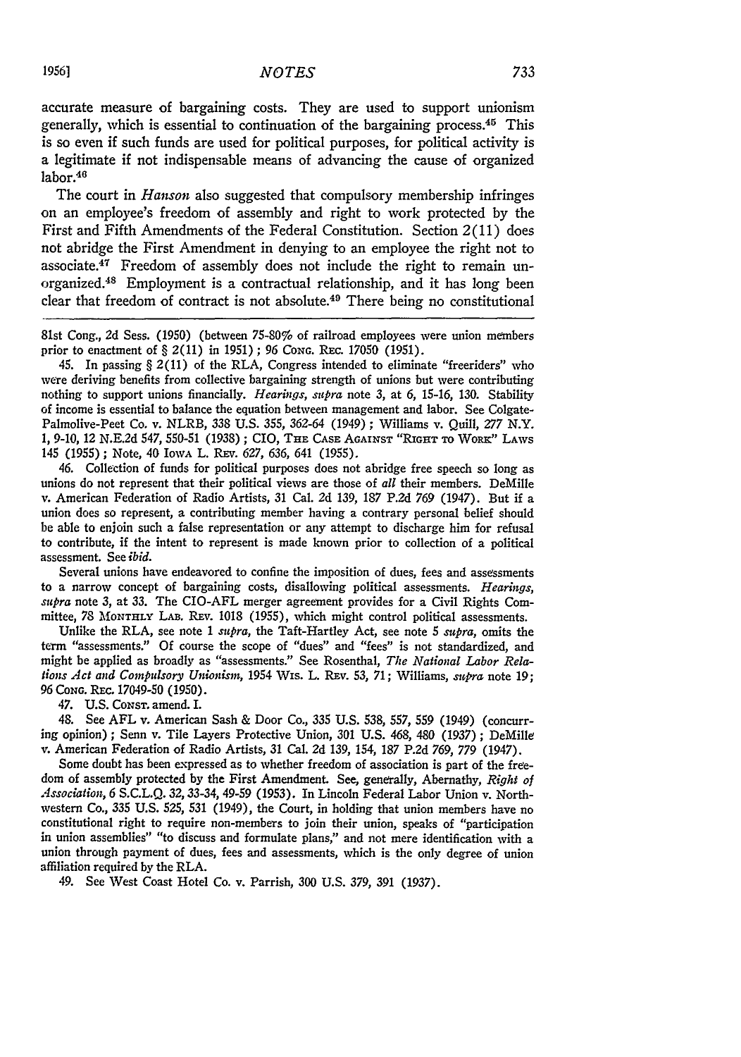accurate measure of bargaining costs. They are used to support unionism generally, which is essential to continuation of the bargaining process.[45] This is so even if such funds are used for political purposes, for political activity is a legitimate if not indispensable means of advancing the cause of organized labor.[46]

The court in *Hanson* also suggested that compulsory membership infringes on an employee's freedom of assembly and right to work protected by the First and Fifth Amendments of the Federal Constitution. Section 2(11) does not abridge the First Amendment in denying to an employee the right not to associate.[47] Freedom of assembly does not include the right to remain unorganized.[48] Employment is a contractual relationship, and it has long been clear that freedom of contract is not absolute.[49] There being no constitutional

---

81st Cong., 2d Sess. (1950) (between 75-80% of railroad employees were union members prior to enactment of § 2(11) in 1951); 96 CONG. REC. 17050 (1951).

45. In passing § 2(11) of the RLA, Congress intended to eliminate "freeriders" who were deriving benefits from collective bargaining strength of unions but were contributing nothing to support unions financially. *Hearings, supra* note 3, at 6, 15-16, 130. Stability of income is essential to balance the equation between management and labor. See Colgate-Palmolive-Peet Co. v. NLRB, 338 U.S. 355, 362-64 (1949); Williams v. Quill, 277 N.Y. 1, 9-10, 12 N.E.2d 547, 550-51 (1938); CIO, THE CASE AGAINST "RIGHT TO WORK" LAWS 145 (1955); Note, 40 IOWA L. REV. 627, 636, 641 (1955).

46. Collection of funds for political purposes does not abridge free speech so long as unions do not represent that their political views are those of *all* their members. DeMille v. American Federation of Radio Artists, 31 Cal. 2d 139, 187 P.2d 769 (1947). But if a union does so represent, a contributing member having a contrary personal belief should be able to enjoin such a false representation or any attempt to discharge him for refusal to contribute, if the intent to represent is made known prior to collection of a political assessment. See *ibid.*

Several unions have endeavored to confine the imposition of dues, fees and assessments to a narrow concept of bargaining costs, disallowing political assessments. *Hearings, supra* note 3, at 33. The CIO-AFL merger agreement provides for a Civil Rights Committee, 78 MONTHLY LAB. REV. 1018 (1955), which might control political assessments.

Unlike the RLA, see note 1 *supra*, the Taft-Hartley Act, see note 5 *supra*, omits the term "assessments." Of course the scope of "dues" and "fees" is not standardized, and might be applied as broadly as "assessments." See Rosenthal, *The National Labor Relations Act and Compulsory Unionism*, 1954 WIS. L. REV. 53, 71; Williams, *supra* note 19; 96 CONG. REC. 17049-50 (1950).

47. U.S. CONST. amend. I.

48. See AFL v. American Sash & Door Co., 335 U.S. 538, 557, 559 (1949) (concurring opinion); Senn v. Tile Layers Protective Union, 301 U.S. 468, 480 (1937); DeMille v. American Federation of Radio Artists, 31 Cal. 2d 139, 154, 187 P.2d 769, 779 (1947).

Some doubt has been expressed as to whether freedom of association is part of the freedom of assembly protected by the First Amendment. See, generally, Abernathy, *Right of Association*, 6 S.C.L.Q. 32, 33-34, 49-59 (1953). In Lincoln Federal Labor Union v. Northwestern Co., 335 U.S. 525, 531 (1949), the Court, in holding that union members have no constitutional right to require non-members to join their union, speaks of "participation in union assemblies" "to discuss and formulate plans," and not mere identification with a union through payment of dues, fees and assessments, which is the only degree of union affiliation required by the RLA.

49. See West Coast Hotel Co. v. Parrish, 300 U.S. 379, 391 (1937).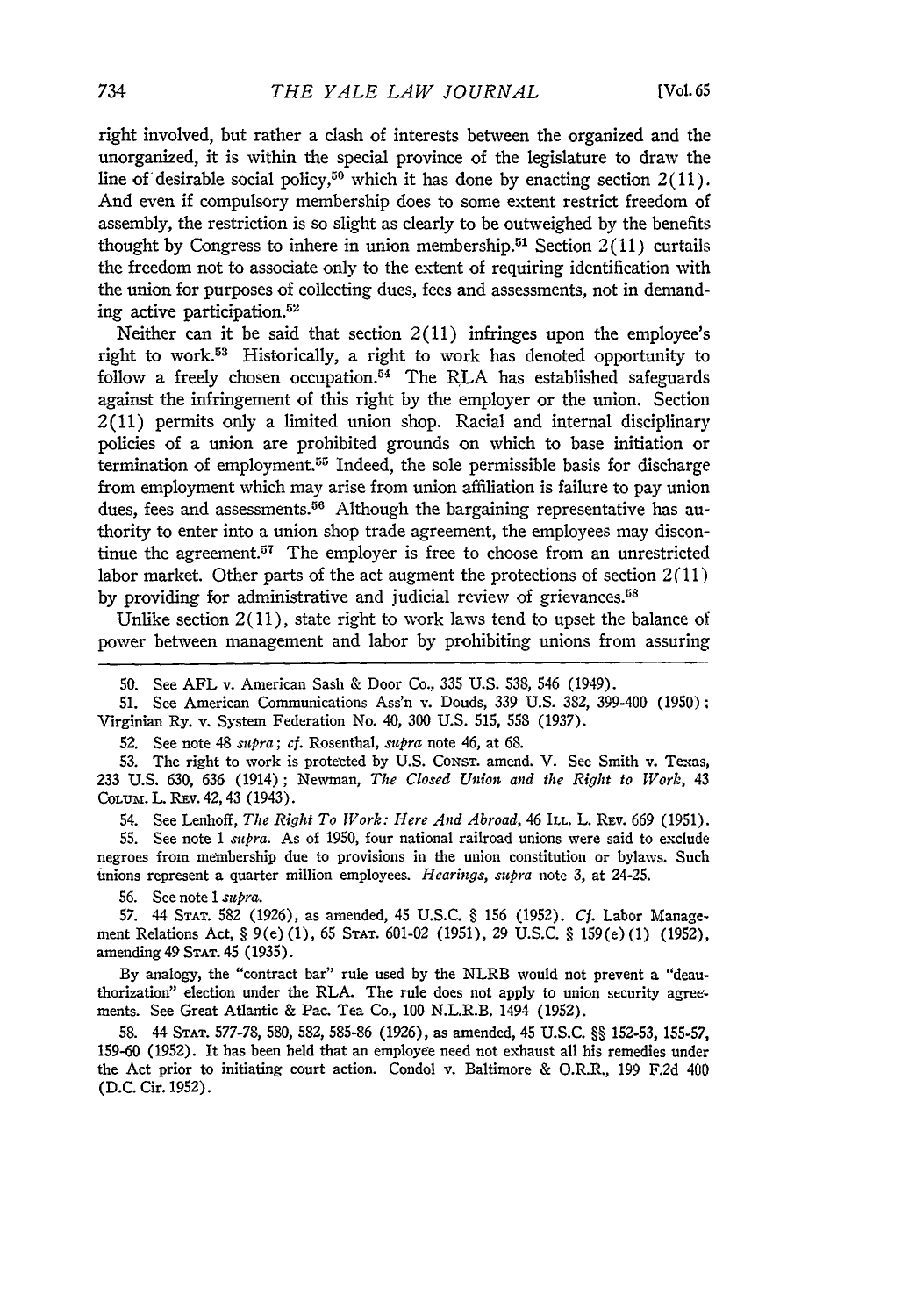right involved, but rather a clash of interests between the organized and the unorganized, it is within the special province of the legislature to draw the line of desirable social policy,[50] which it has done by enacting section 2(11). And even if compulsory membership does to some extent restrict freedom of assembly, the restriction is so slight as clearly to be outweighed by the benefits thought by Congress to inhere in union membership.[51] Section 2(11) curtails the freedom not to associate only to the extent of requiring identification with the union for purposes of collecting dues, fees and assessments, not in demanding active participation.[52]

Neither can it be said that section 2(11) infringes upon the employee's right to work.[53] Historically, a right to work has denoted opportunity to follow a freely chosen occupation.[54] The RLA has established safeguards against the infringement of this right by the employer or the union. Section 2(11) permits only a limited union shop. Racial and internal disciplinary policies of a union are prohibited grounds on which to base initiation or termination of employment.[55] Indeed, the sole permissible basis for discharge from employment which may arise from union affiliation is failure to pay union dues, fees and assessments.[56] Although the bargaining representative has authority to enter into a union shop trade agreement, the employees may discontinue the agreement.[57] The employer is free to choose from an unrestricted labor market. Other parts of the act augment the protections of section 2(11) by providing for administrative and judicial review of grievances.[58]

Unlike section 2(11), state right to work laws tend to upset the balance of power between management and labor by prohibiting unions from assuring

---

50. See AFL v. American Sash & Door Co., 335 U.S. 538, 546 (1949).

51. See American Communications Ass'n v. Douds, 339 U.S. 382, 399-400 (1950); Virginian Ry. v. System Federation No. 40, 300 U.S. 515, 558 (1937).

52. See note 48 *supra*; *cf.* Rosenthal, *supra* note 46, at 68.

53. The right to work is protected by U.S. CONST. amend. V. See Smith v. Texas, 233 U.S. 630, 636 (1914); Newman, *The Closed Union and the Right to Work*, 43 COLUM. L. REV. 42, 43 (1943).

54. See Lenhoff, *The Right To Work: Here And Abroad*, 46 ILL. L. REV. 669 (1951).

55. See note 1 *supra*. As of 1950, four national railroad unions were said to exclude negroes from membership due to provisions in the union constitution or bylaws. Such unions represent a quarter million employees. *Hearings*, *supra* note 3, at 24-25.

56. See note 1 *supra*.

57. 44 STAT. 582 (1926), as amended, 45 U.S.C. § 156 (1952). *Cf.* Labor Management Relations Act, § 9(e)(1), 65 STAT. 601-02 (1951), 29 U.S.C. § 159(e)(1) (1952), amending 49 STAT. 45 (1935).

By analogy, the "contract bar" rule used by the NLRB would not prevent a "deauthorization" election under the RLA. The rule does not apply to union security agreements. See Great Atlantic & Pac. Tea Co., 100 N.L.R.B. 1494 (1952).

58. 44 STAT. 577-78, 580, 582, 585-86 (1926), as amended, 45 U.S.C. §§ 152-53, 155-57, 159-60 (1952). It has been held that an employee need not exhaust all his remedies under the Act prior to initiating court action. Condol v. Baltimore & O.R.R., 199 F.2d 400 (D.C. Cir. 1952).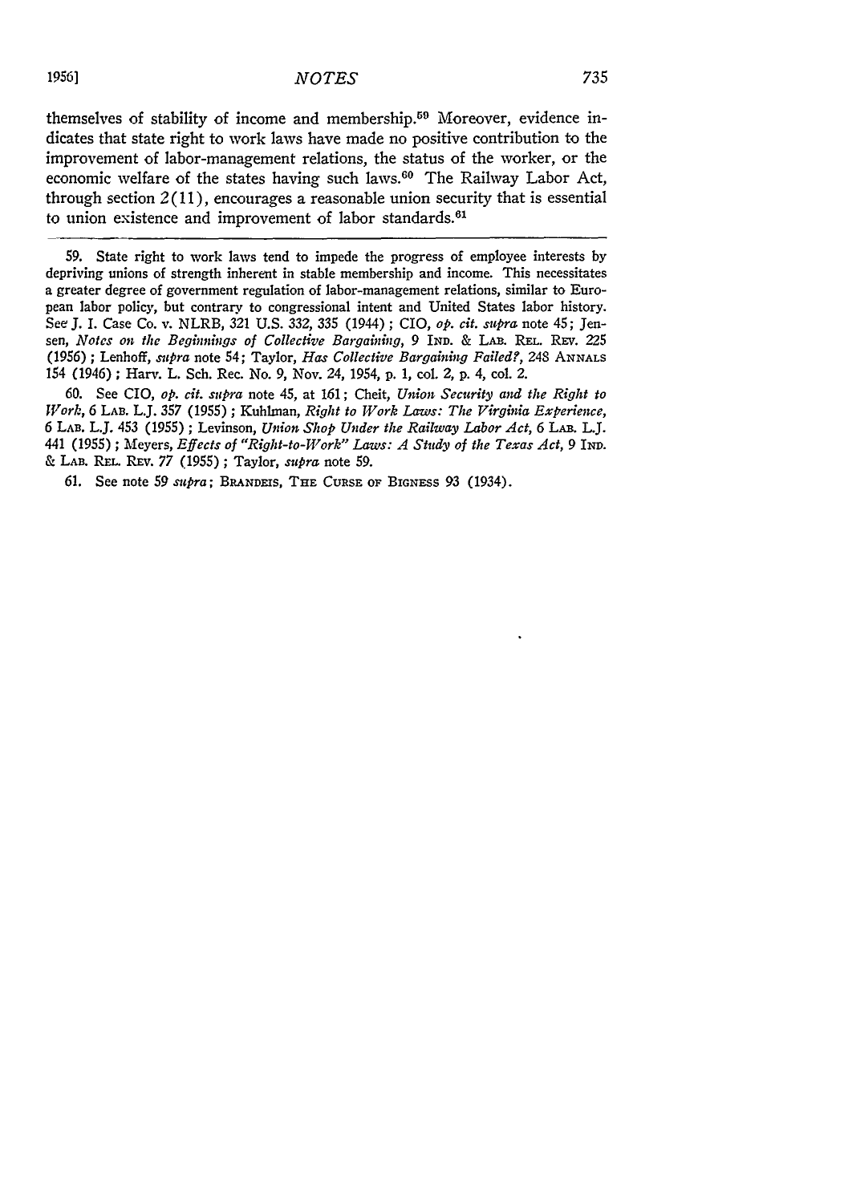themselves of stability of income and membership.[59] Moreover, evidence indicates that state right to work laws have made no positive contribution to the improvement of labor-management relations, the status of the worker, or the economic welfare of the states having such laws.[60] The Railway Labor Act, through section 2(11), encourages a reasonable union security that is essential to union existence and improvement of labor standards.[61]

---

59. State right to work laws tend to impede the progress of employee interests by depriving unions of strength inherent in stable membership and income. This necessitates a greater degree of government regulation of labor-management relations, similar to European labor policy, but contrary to congressional intent and United States labor history. See J. I. Case Co. v. NLRB, 321 U.S. 332, 335 (1944); CIO, *op. cit. supra* note 45; Jensen, *Notes on the Beginnings of Collective Bargaining*, 9 IND. & LAB. REL. REV. 225 (1956); Lenhoff, *supra* note 54; Taylor, *Has Collective Bargaining Failed?*, 248 ANNALS 154 (1946); Harv. L. Sch. Rec. No. 9, Nov. 24, 1954, p. 1, col. 2, p. 4, col. 2.

60. See CIO, *op. cit. supra* note 45, at 161; Cheit, *Union Security and the Right to Work*, 6 LAB. L.J. 357 (1955); Kuhlman, *Right to Work Laws: The Virginia Experience*, 6 LAB. L.J. 453 (1955); Levinson, *Union Shop Under the Railway Labor Act*, 6 LAB. L.J. 441 (1955); Meyers, *Effects of "Right-to-Work" Laws: A Study of the Texas Act*, 9 IND. & LAB. REL. REV. 77 (1955); Taylor, *supra* note 59.

61. See note 59 *supra*; BRANDEIS, THE CURSE OF BIGNESS 93 (1934).